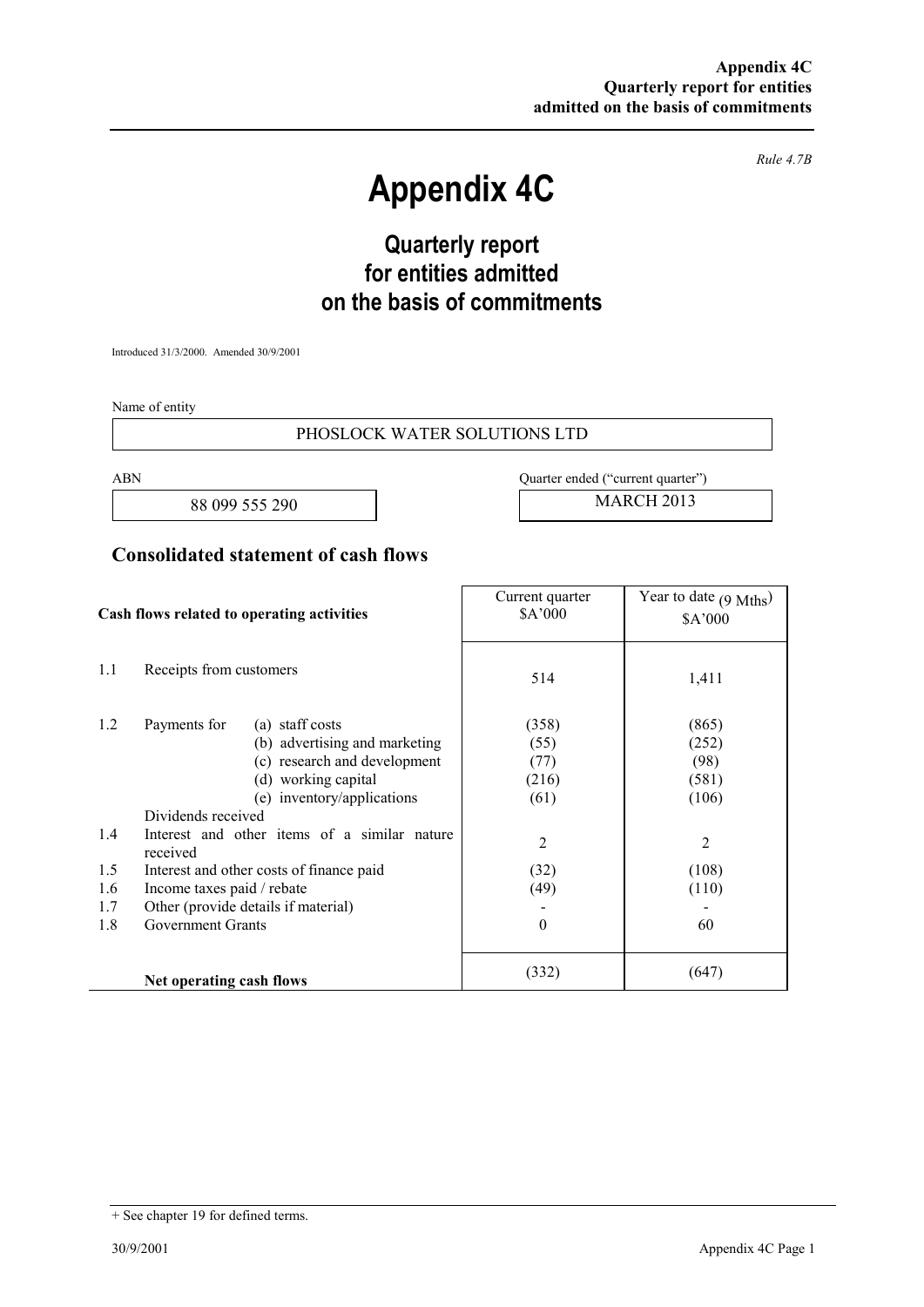*Rule 4.7B*

# Appendix 4C

## Quarterly report for entities admitted on the basis of commitments

Introduced 31/3/2000. Amended 30/9/2001

Name of entity

PHOSLOCK WATER SOLUTIONS LTD

| ABN | Quarter ended ("current quarter") |
|---|---|
| 88 099 555 290 | MARCH 2013 |

## Consolidated statement of cash flows

| | Cash flows related to operating activities | Current quarter $A'000 | Year to date (9 Mths) $A'000 |
|---|---|---|---|
| 1.1 | Receipts from customers | 514 | 1,411 |
| 1.2 | Payments for (a) staff costs | (358) | (865) |
| | (b) advertising and marketing | (55) | (252) |
| | (c) research and development | (77) | (98) |
| | (d) working capital | (216) | (581) |
| | (e) inventory/applications | (61) | (106) |
| | Dividends received | | |
| 1.4 | Interest and other items of a similar nature received | 2 | 2 |
| 1.5 | Interest and other costs of finance paid | (32) | (108) |
| 1.6 | Income taxes paid / rebate | (49) | (110) |
| 1.7 | Other (provide details if material) | - | - |
| 1.8 | Government Grants | 0 | 60 |
| | **Net operating cash flows** | (332) | (647) |

+ See chapter 19 for defined terms.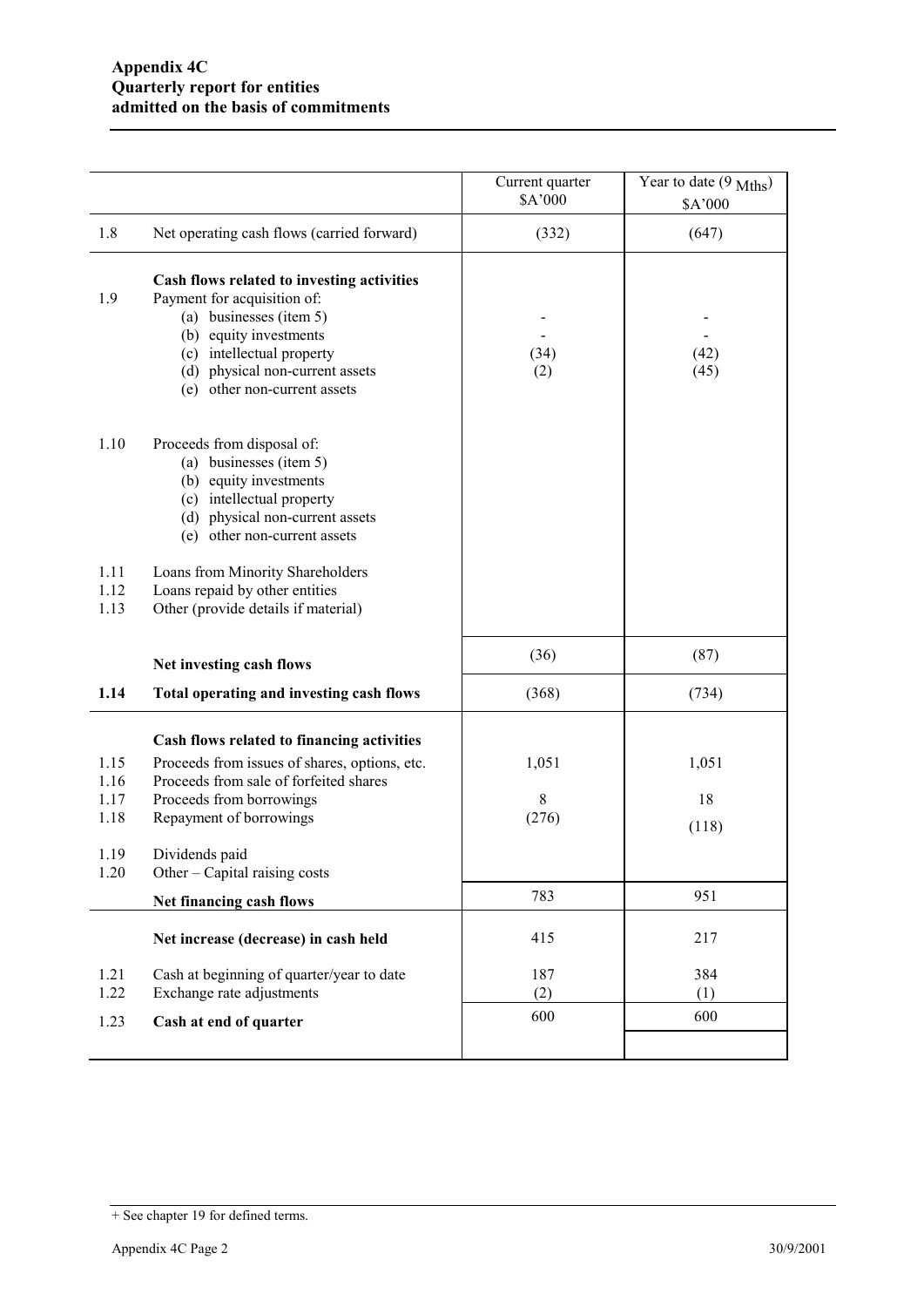**Appendix 4C**
**Quarterly report for entities**
**admitted on the basis of commitments**

| | | Current quarter $A'000 | Year to date (9 Mths) $A'000 |
|---|---|---|---|
| 1.8 | Net operating cash flows (carried forward) | (332) | (647) |
| | **Cash flows related to investing activities** | | |
| 1.9 | Payment for acquisition of: | | |
| | (a) businesses (item 5) | - | - |
| | (b) equity investments | - | - |
| | (c) intellectual property | (34) | (42) |
| | (d) physical non-current assets | (2) | (45) |
| | (e) other non-current assets | | |
| 1.10 | Proceeds from disposal of: | | |
| | (a) businesses (item 5) | | |
| | (b) equity investments | | |
| | (c) intellectual property | | |
| | (d) physical non-current assets | | |
| | (e) other non-current assets | | |
| 1.11 | Loans from Minority Shareholders | | |
| 1.12 | Loans repaid by other entities | | |
| 1.13 | Other (provide details if material) | | |
| | **Net investing cash flows** | (36) | (87) |
| **1.14** | **Total operating and investing cash flows** | (368) | (734) |
| | **Cash flows related to financing activities** | | |
| 1.15 | Proceeds from issues of shares, options, etc. | 1,051 | 1,051 |
| 1.16 | Proceeds from sale of forfeited shares | | |
| 1.17 | Proceeds from borrowings | 8 | 18 |
| 1.18 | Repayment of borrowings | (276) | (118) |
| 1.19 | Dividends paid | | |
| 1.20 | Other – Capital raising costs | | |
| | **Net financing cash flows** | 783 | 951 |
| | **Net increase (decrease) in cash held** | 415 | 217 |
| 1.21 | Cash at beginning of quarter/year to date | 187 | 384 |
| 1.22 | Exchange rate adjustments | (2) | (1) |
| 1.23 | **Cash at end of quarter** | 600 | 600 |

+ See chapter 19 for defined terms.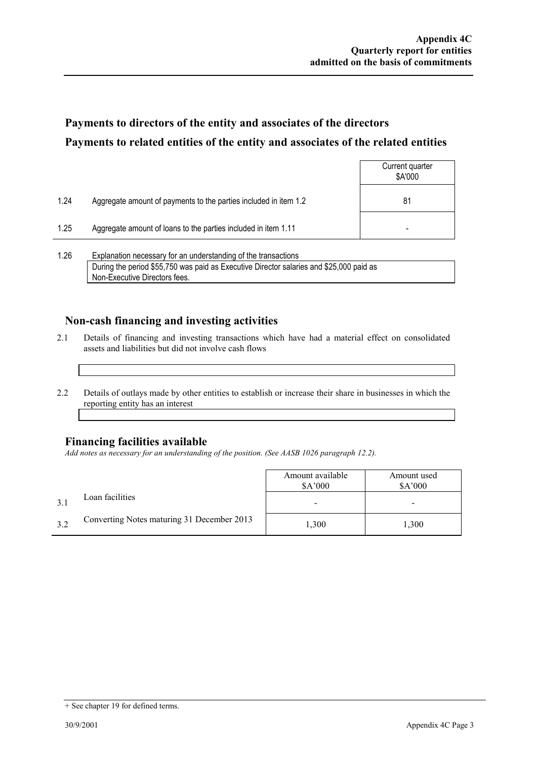## Payments to directors of the entity and associates of the directors

## Payments to related entities of the entity and associates of the related entities

| | | Current quarter $A'000 |
|---|---|---|
| 1.24 | Aggregate amount of payments to the parties included in item 1.2 | 81 |
| 1.25 | Aggregate amount of loans to the parties included in item 1.11 | - |

1.26 Explanation necessary for an understanding of the transactions

During the period $55,750 was paid as Executive Director salaries and $25,000 paid as Non-Executive Directors fees.

## Non-cash financing and investing activities

2.1 Details of financing and investing transactions which have had a material effect on consolidated assets and liabilities but did not involve cash flows

2.2 Details of outlays made by other entities to establish or increase their share in businesses in which the reporting entity has an interest

## Financing facilities available

*Add notes as necessary for an understanding of the position. (See AASB 1026 paragraph 12.2).*

| | | Amount available $A'000 | Amount used $A'000 |
|---|---|---|---|
| 3.1 | Loan facilities | - | - |
| 3.2 | Converting Notes maturing 31 December 2013 | 1,300 | 1,300 |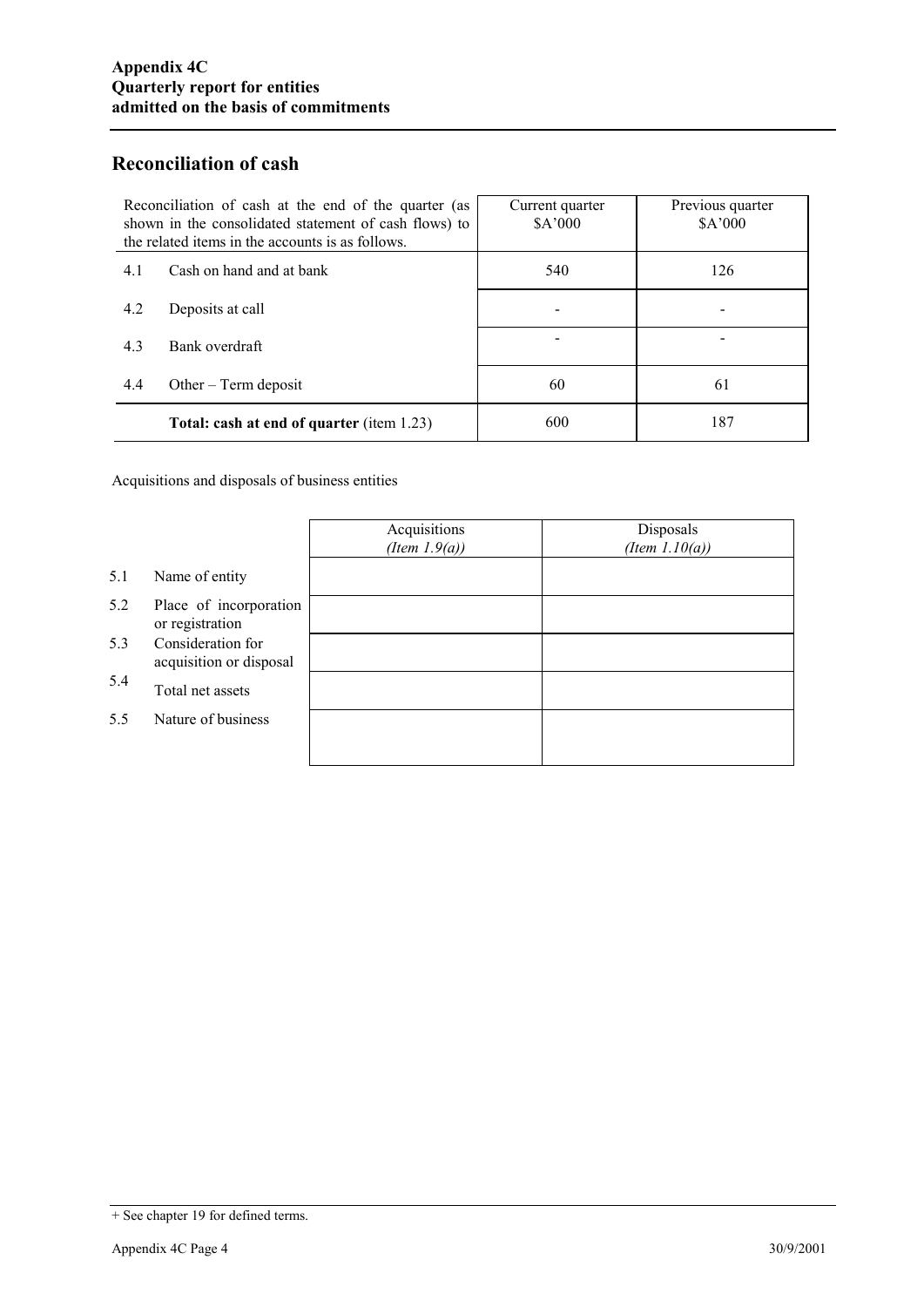## Reconciliation of cash

| Reconciliation of cash at the end of the quarter (as shown in the consolidated statement of cash flows) to the related items in the accounts is as follows. | | Current quarter $A'000 | Previous quarter $A'000 |
|---|---|---|---|
| 4.1 | Cash on hand and at bank | 540 | 126 |
| 4.2 | Deposits at call | - | - |
| 4.3 | Bank overdraft | - | - |
| 4.4 | Other – Term deposit | 60 | 61 |
| | **Total: cash at end of quarter** (item 1.23) | 600 | 187 |

Acquisitions and disposals of business entities

| | | Acquisitions *(Item 1.9(a))* | Disposals *(Item 1.10(a))* |
|---|---|---|---|
| 5.1 | Name of entity | | |
| 5.2 | Place of incorporation or registration | | |
| 5.3 | Consideration for acquisition or disposal | | |
| 5.4 | Total net assets | | |
| 5.5 | Nature of business | | |

+ See chapter 19 for defined terms.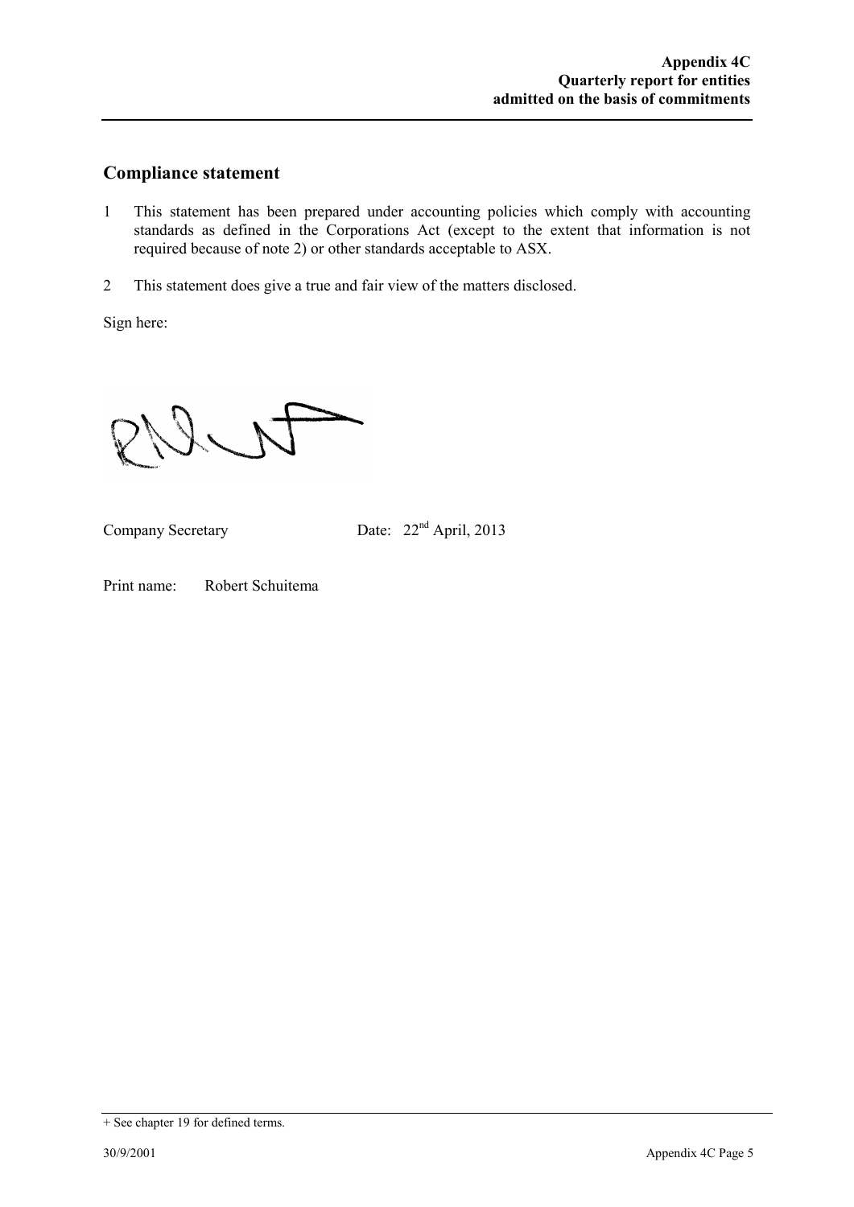## Compliance statement

1. This statement has been prepared under accounting policies which comply with accounting standards as defined in the Corporations Act (except to the extent that information is not required because of note 2) or other standards acceptable to ASX.

2. This statement does give a true and fair view of the matters disclosed.

Sign here:

Company Secretary Date: 22nd April, 2013

Print name: Robert Schuitema

+ See chapter 19 for defined terms.